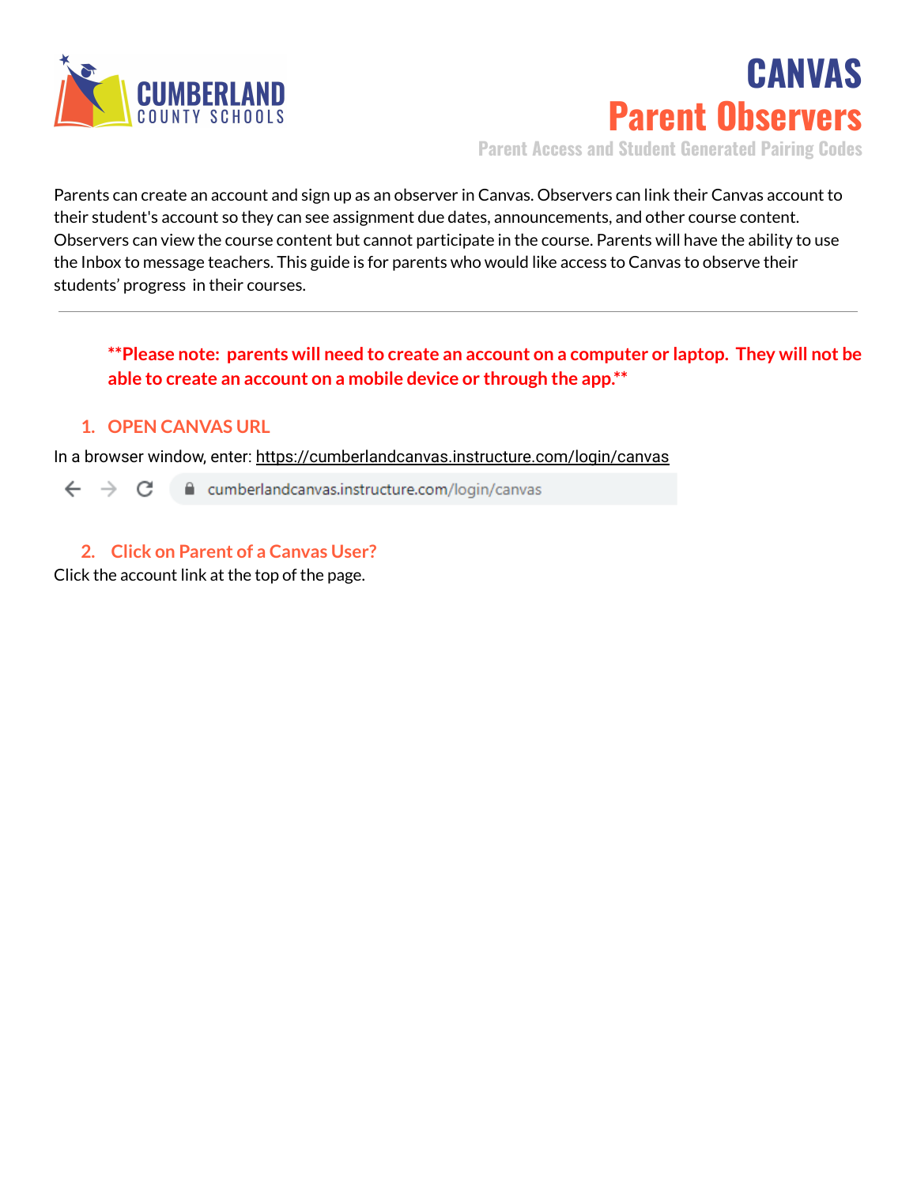CUMBERLAND COUNTY SCHOOLS

# CANVAS
# Parent Observers
### Parent Access and Student Generated Pairing Codes

Parents can create an account and sign up as an observer in Canvas. Observers can link their Canvas account to their student's account so they can see assignment due dates, announcements, and other course content. Observers can view the course content but cannot participate in the course. Parents will have the ability to use the Inbox to message teachers. This guide is for parents who would like access to Canvas to observe their students' progress in their courses.

---

**\*\*Please note: parents will need to create an account on a computer or laptop. They will not be able to create an account on a mobile device or through the app.\*\***

## 1. OPEN CANVAS URL

In a browser window, enter: https://cumberlandcanvas.instructure.com/login/canvas

cumberlandcanvas.instructure.com/login/canvas

## 2. Click on Parent of a Canvas User?

Click the account link at the top of the page.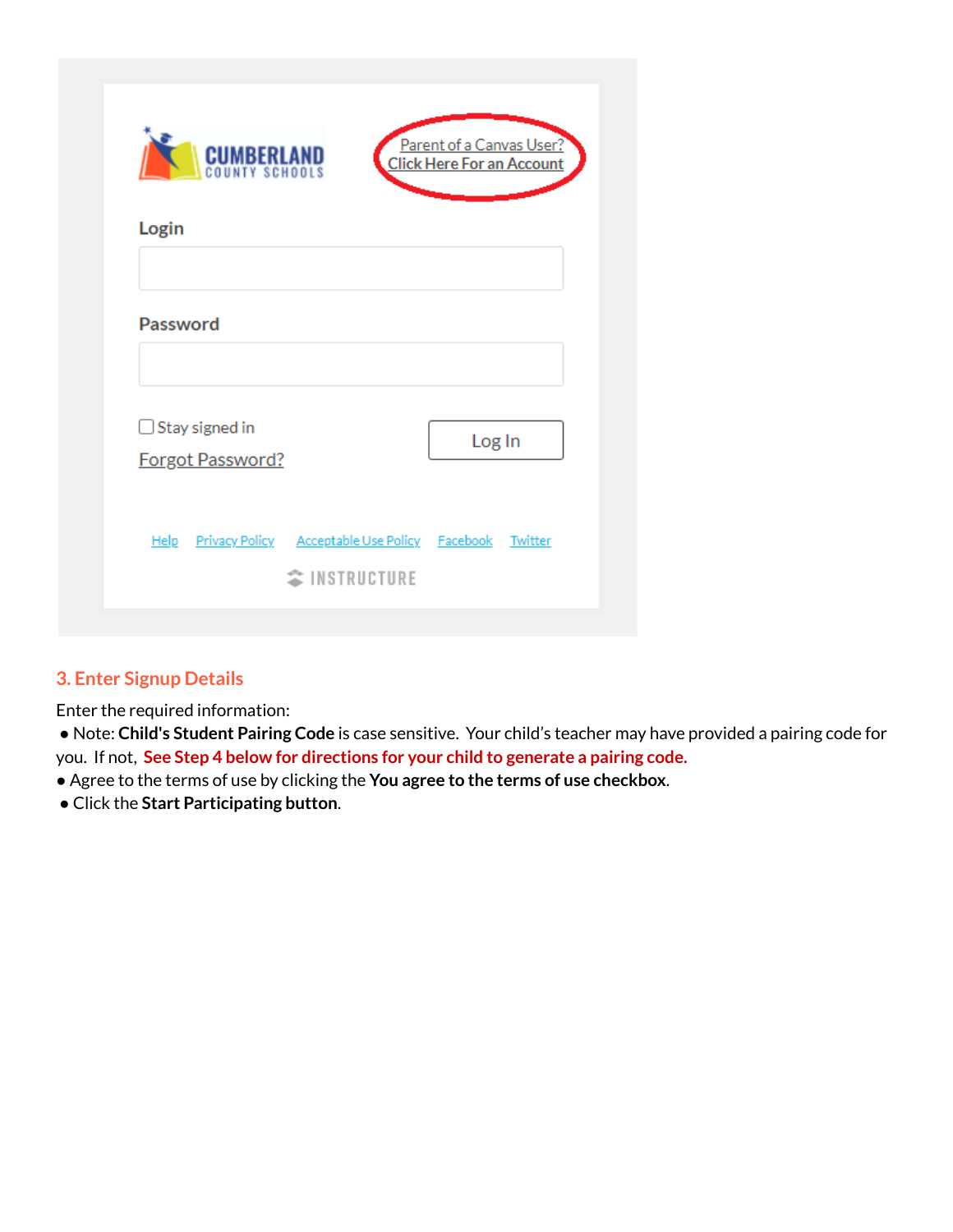### 3. Enter Signup Details

Enter the required information:

- Note: **Child's Student Pairing Code** is case sensitive. Your child's teacher may have provided a pairing code for you. If not, **See Step 4 below for directions for your child to generate a pairing code.**
- Agree to the terms of use by clicking the **You agree to the terms of use checkbox**.
- Click the **Start Participating button**.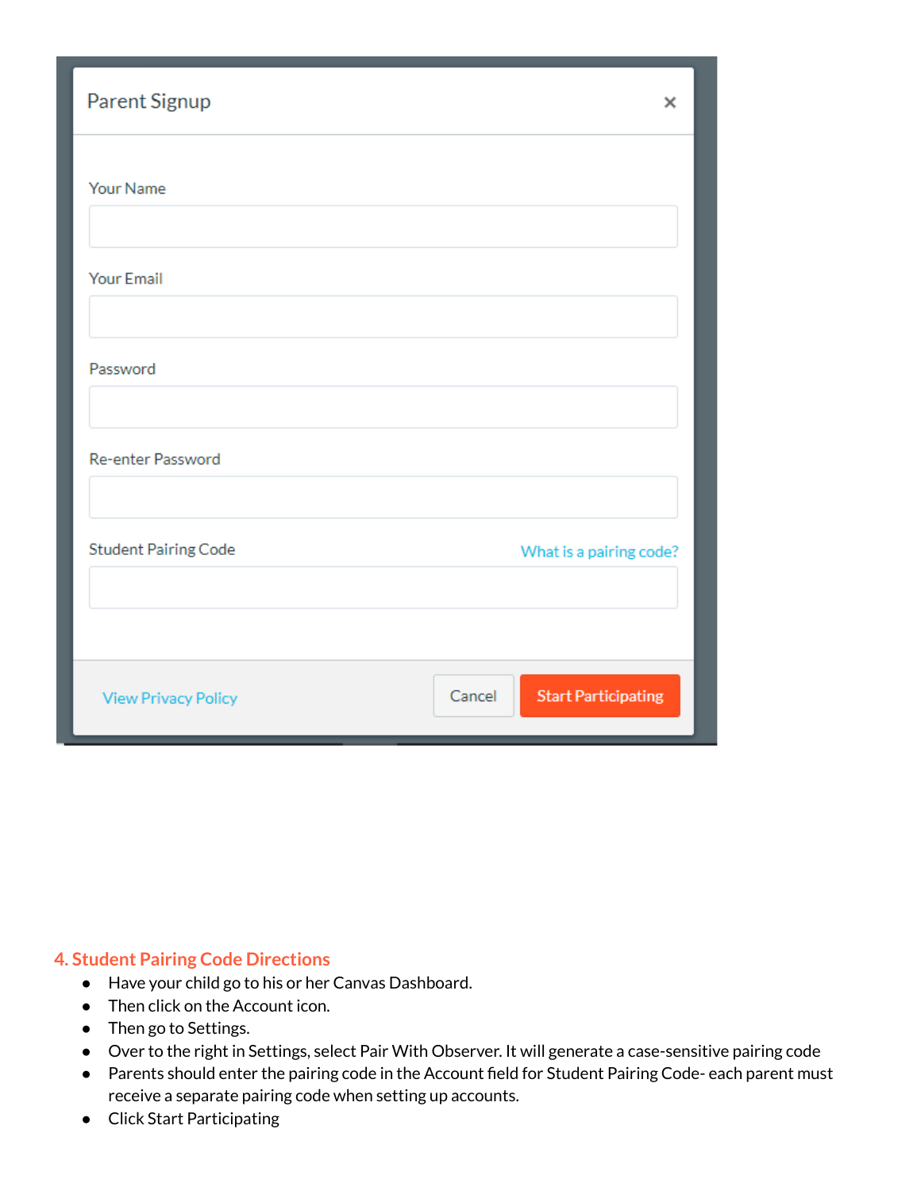Parent Signup

Your Name

Your Email

Password

Re-enter Password

Student Pairing Code

What is a pairing code?

View Privacy Policy

Cancel

Start Participating

### 4. Student Pairing Code Directions

- Have your child go to his or her Canvas Dashboard.
- Then click on the Account icon.
- Then go to Settings.
- Over to the right in Settings, select Pair With Observer. It will generate a case-sensitive pairing code
- Parents should enter the pairing code in the Account field for Student Pairing Code- each parent must receive a separate pairing code when setting up accounts.
- Click Start Participating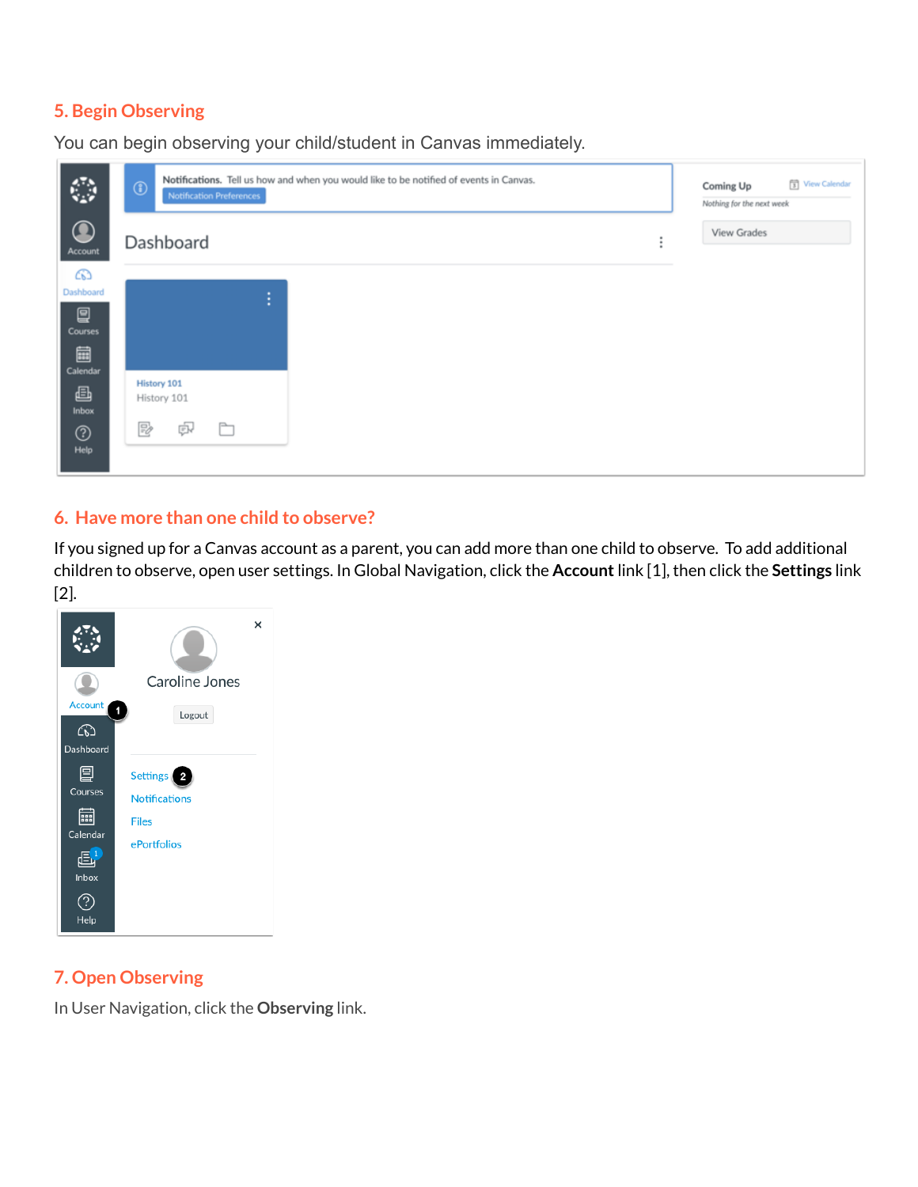## 5. Begin Observing

You can begin observing your child/student in Canvas immediately.

## 6. Have more than one child to observe?

If you signed up for a Canvas account as a parent, you can add more than one child to observe. To add additional children to observe, open user settings. In Global Navigation, click the **Account** link [1], then click the **Settings** link [2].

## 7. Open Observing

In User Navigation, click the **Observing** link.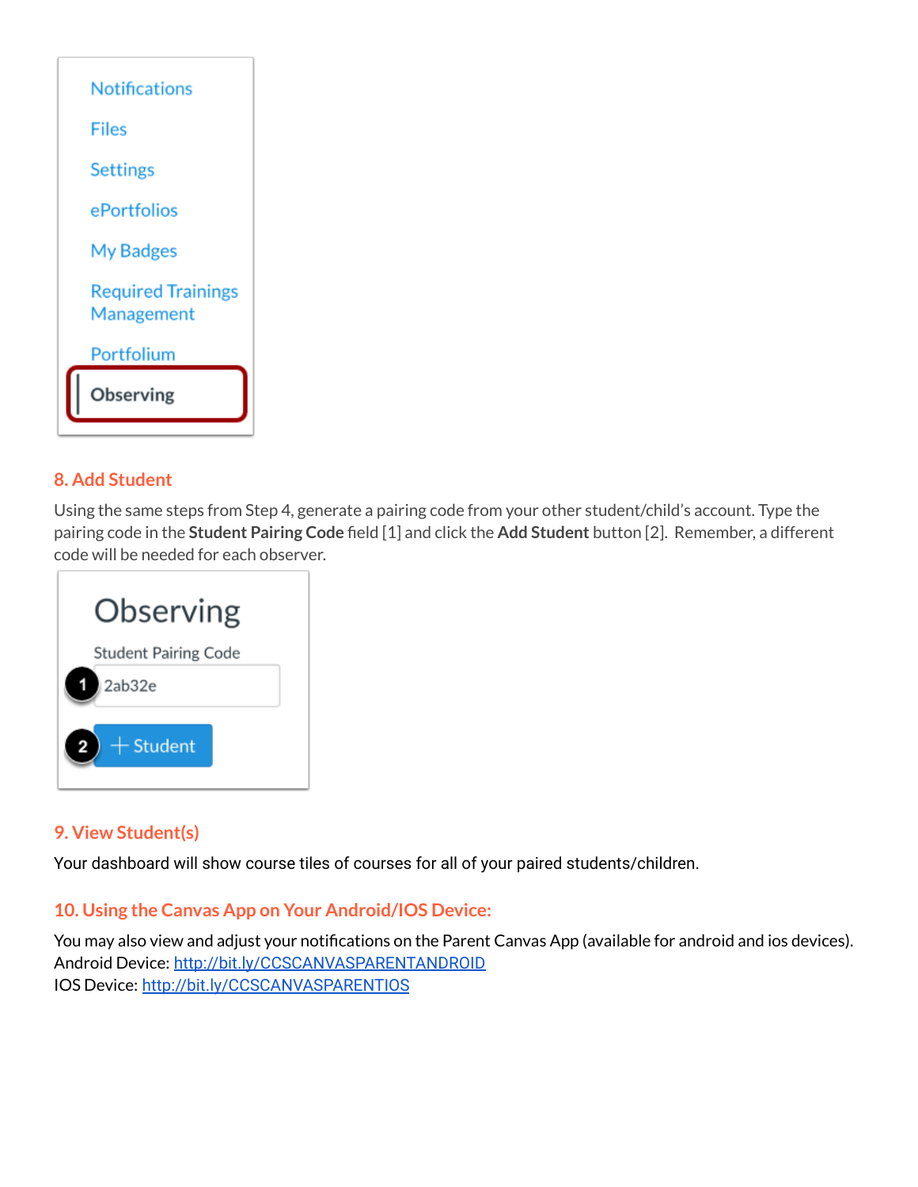Notifications

Files

Settings

ePortfolios

My Badges

Required Trainings Management

Portfolium

Observing

## 8. Add Student

Using the same steps from Step 4, generate a pairing code from your other student/child's account. Type the pairing code in the **Student Pairing Code** field [1] and click the **Add Student** button [2]. Remember, a different code will be needed for each observer.

Observing

Student Pairing Code

1 2ab32e

2 + Student

## 9. View Student(s)

Your dashboard will show course tiles of courses for all of your paired students/children.

## 10. Using the Canvas App on Your Android/IOS Device:

You may also view and adjust your notifications on the Parent Canvas App (available for android and ios devices).
Android Device: [http://bit.ly/CCSCANVASPARENTANDROID](http://bit.ly/CCSCANVASPARENTANDROID)
IOS Device: [http://bit.ly/CCSCANVASPARENTIOS](http://bit.ly/CCSCANVASPARENTIOS)